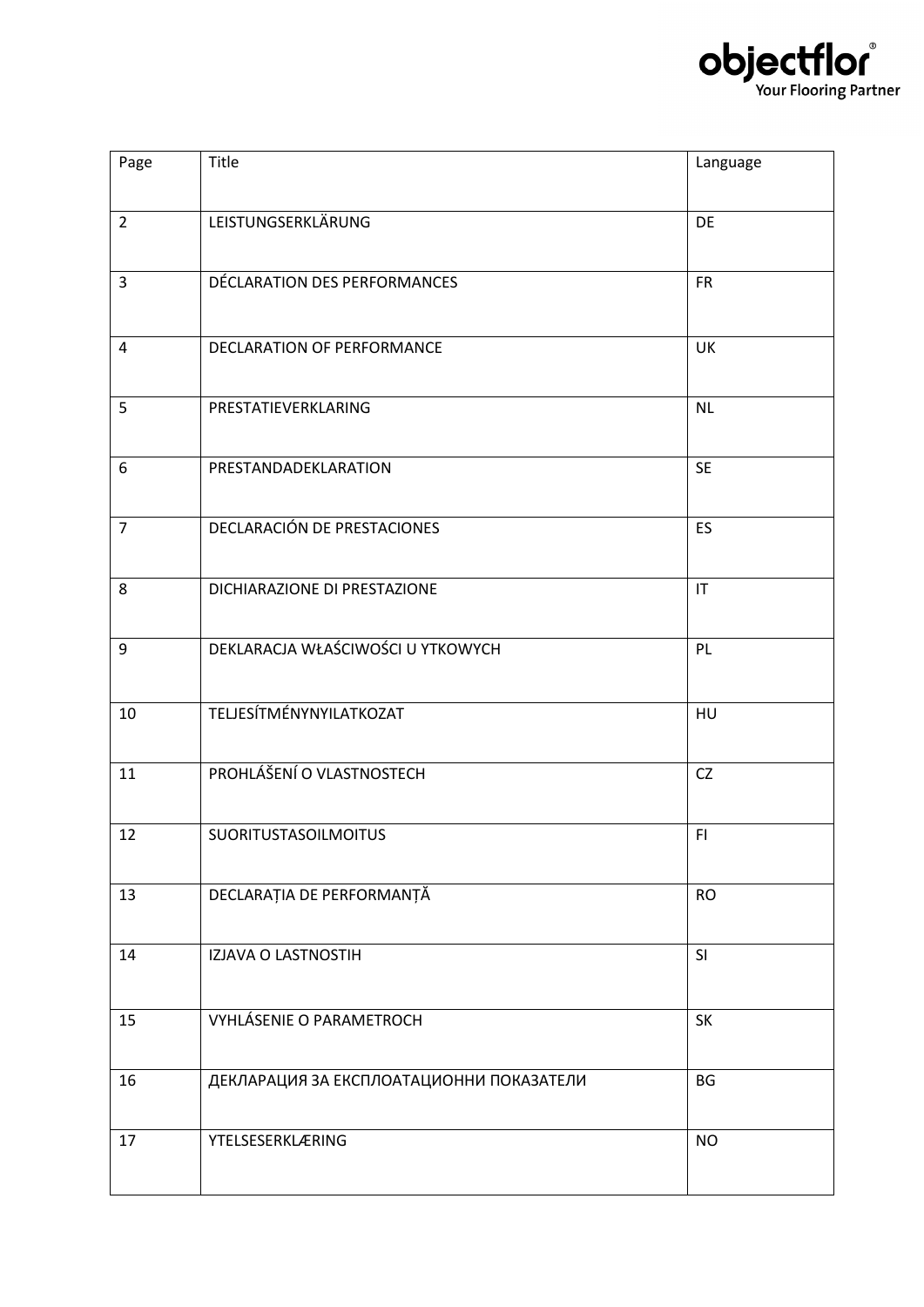objectflor® Your Flooring Partner

| Page | Title | Language |
| --- | --- | --- |
| 2 | LEISTUNGSERKLÄRUNG | DE |
| 3 | DÉCLARATION DES PERFORMANCES | FR |
| 4 | DECLARATION OF PERFORMANCE | UK |
| 5 | PRESTATIEVERKLARING | NL |
| 6 | PRESTANDADEKLARATION | SE |
| 7 | DECLARACIÓN DE PRESTACIONES | ES |
| 8 | DICHIARAZIONE DI PRESTAZIONE | IT |
| 9 | DEKLARACJA WŁAŚCIWOŚCI U YTKOWYCH | PL |
| 10 | TELJESÍTMÉNYNYILATKOZAT | HU |
| 11 | PROHLÁŠENÍ O VLASTNOSTECH | CZ |
| 12 | SUORITUSTASOILMOITUS | FI |
| 13 | DECLARAȚIA DE PERFORMANȚĂ | RO |
| 14 | IZJAVA O LASTNOSTIH | SI |
| 15 | VYHLÁSENIE O PARAMETROCH | SK |
| 16 | ДЕКЛАРАЦИЯ ЗА ЕКСПЛОАТАЦИОННИ ПОКАЗАТЕЛИ | BG |
| 17 | YTELSESERKLÆRING | NO |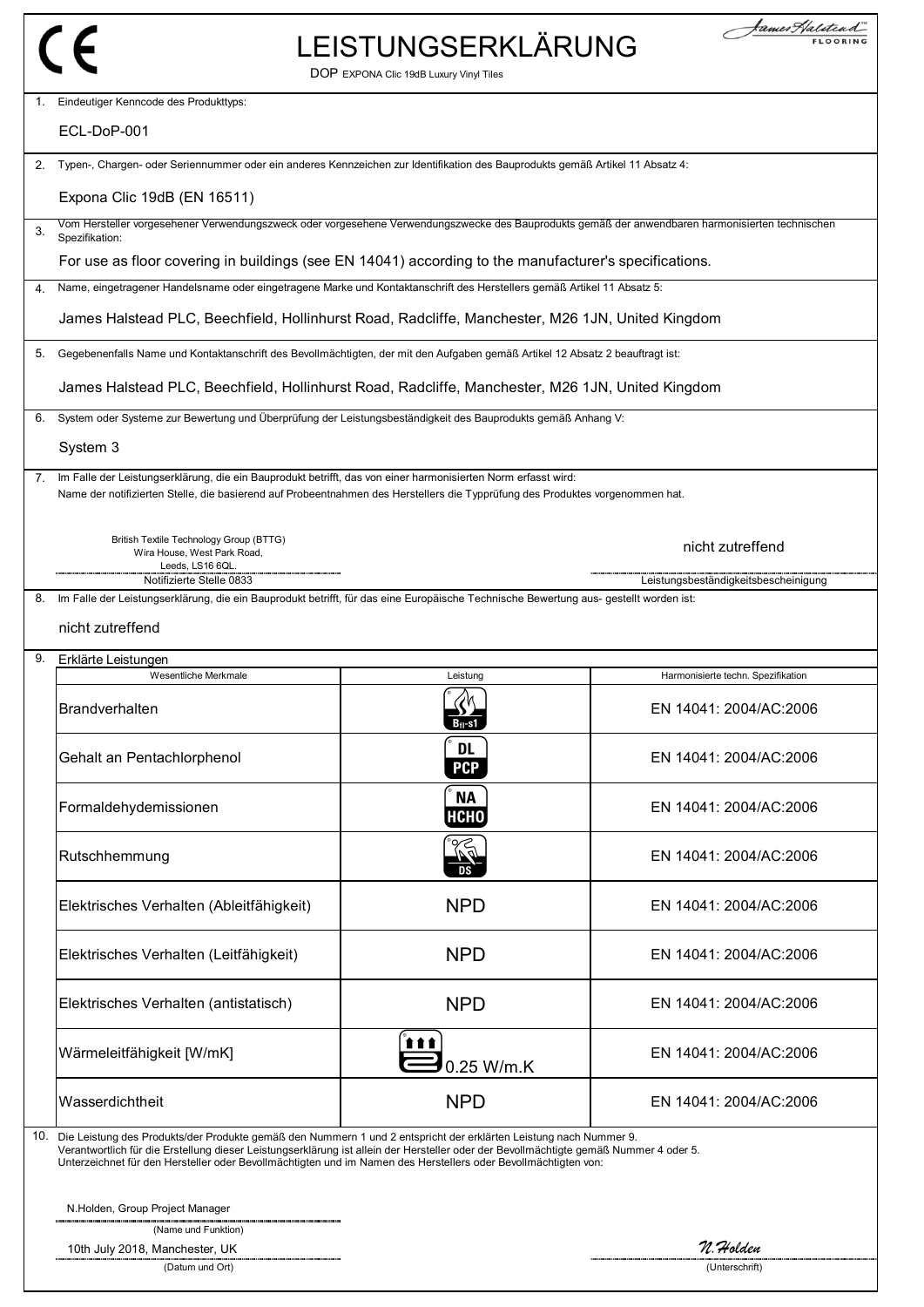CE

# LEISTUNGSERKLÄRUNG

DOP EXPONA Clic 19dB Luxury Vinyl Tiles

James Halstead FLOORING

1. Eindeutiger Kenncode des Produkttyps:

ECL-DoP-001

2. Typen-, Chargen- oder Seriennummer oder ein anderes Kennzeichen zur Identifikation des Bauprodukts gemäß Artikel 11 Absatz 4:

Expona Clic 19dB (EN 16511)

3. Vom Hersteller vorgesehener Verwendungszweck oder vorgesehene Verwendungszwecke des Bauprodukts gemäß der anwendbaren harmonisierten technischen Spezifikation:

For use as floor covering in buildings (see EN 14041) according to the manufacturer's specifications.

4. Name, eingetragener Handelsname oder eingetragene Marke und Kontaktanschrift des Herstellers gemäß Artikel 11 Absatz 5:

James Halstead PLC, Beechfield, Hollinhurst Road, Radcliffe, Manchester, M26 1JN, United Kingdom

5. Gegebenenfalls Name und Kontaktanschrift des Bevollmächtigten, der mit den Aufgaben gemäß Artikel 12 Absatz 2 beauftragt ist:

James Halstead PLC, Beechfield, Hollinhurst Road, Radcliffe, Manchester, M26 1JN, United Kingdom

6. System oder Systeme zur Bewertung und Überprüfung der Leistungsbeständigkeit des Bauprodukts gemäß Anhang V:

System 3

7. Im Falle der Leistungserklärung, die ein Bauprodukt betrifft, das von einer harmonisierten Norm erfasst wird:
Name der notifizierten Stelle, die basierend auf Probeentnahmen des Herstellers die Typprüfung des Produktes vorgenommen hat.

British Textile Technology Group (BTTG)
Wira House, West Park Road,
Leeds, LS16 6QL.
Notifizierte Stelle 0833

nicht zutreffend
Leistungsbeständigkeitsbescheinigung

8. Im Falle der Leistungserklärung, die ein Bauprodukt betrifft, für das eine Europäische Technische Bewertung aus- gestellt worden ist:

nicht zutreffend

9. Erklärte Leistungen

| Wesentliche Merkmale | Leistung | Harmonisierte techn. Spezifikation |
|---|---|---|
| Brandverhalten | $B_{fl}$-s1 | EN 14041: 2004/AC:2006 |
| Gehalt an Pentachlorphenol | DL PCP | EN 14041: 2004/AC:2006 |
| Formaldehydemissionen | NA HCHO | EN 14041: 2004/AC:2006 |
| Rutschhemmung | DS | EN 14041: 2004/AC:2006 |
| Elektrisches Verhalten (Ableitfähigkeit) | NPD | EN 14041: 2004/AC:2006 |
| Elektrisches Verhalten (Leitfähigkeit) | NPD | EN 14041: 2004/AC:2006 |
| Elektrisches Verhalten (antistatisch) | NPD | EN 14041: 2004/AC:2006 |
| Wärmeleitfähigkeit [W/mK] | 0.25 W/m.K | EN 14041: 2004/AC:2006 |
| Wasserdichtheit | NPD | EN 14041: 2004/AC:2006 |

10. Die Leistung des Produkts/der Produkte gemäß den Nummern 1 und 2 entspricht der erklärten Leistung nach Nummer 9.
Verantwortlich für die Erstellung dieser Leistungserklärung ist allein der Hersteller oder der Bevollmächtigte gemäß Nummer 4 oder 5.
Unterzeichnet für den Hersteller oder Bevollmächtigten und im Namen des Herstellers oder Bevollmächtigten von:

N.Holden, Group Project Manager
(Name und Funktion)

10th July 2018, Manchester, UK
(Datum und Ort)

N.Holden
(Unterschrift)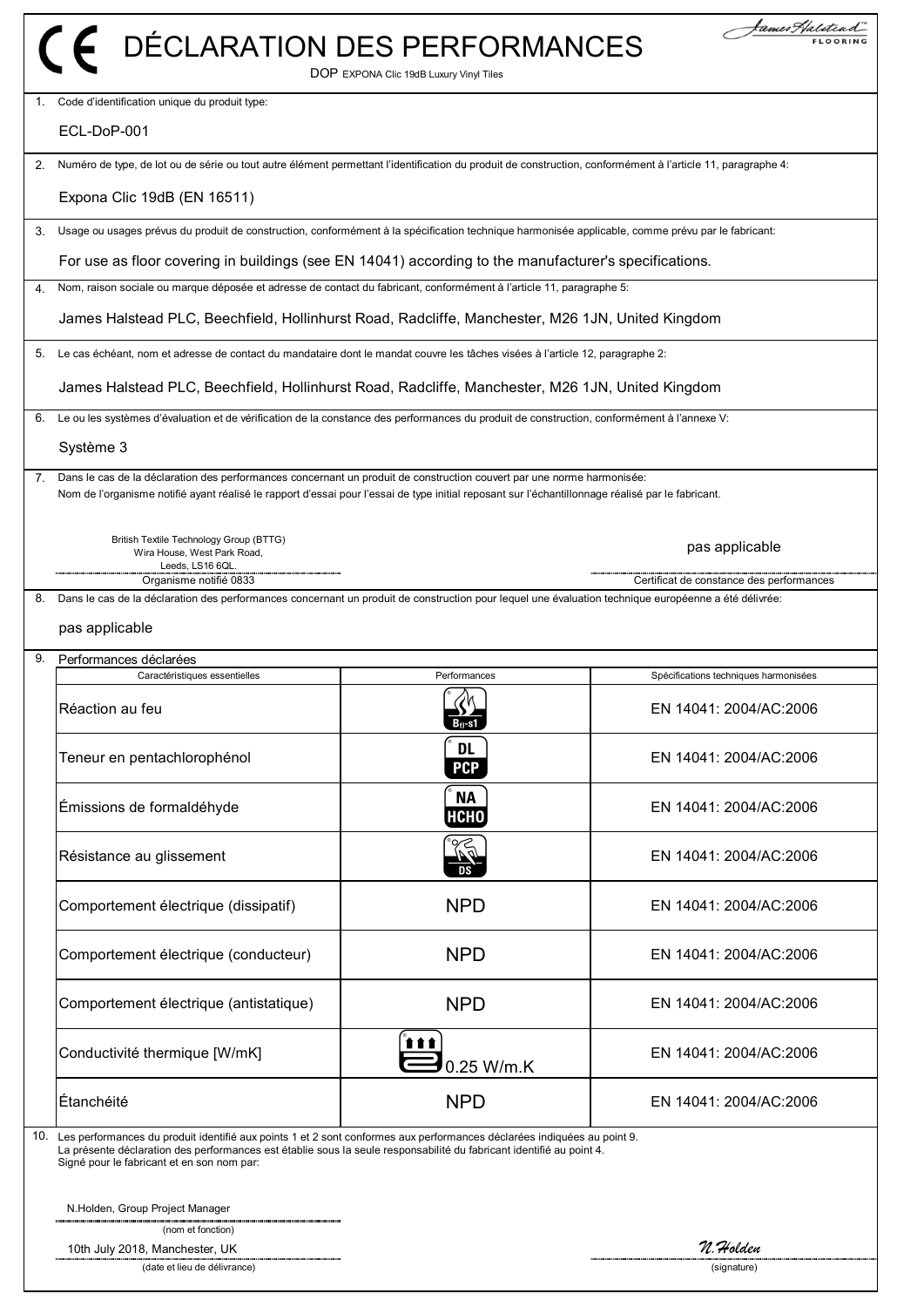# DÉCLARATION DES PERFORMANCES

DOP EXPONA Clic 19dB Luxury Vinyl Tiles

1. Code d'identification unique du produit type:

   ECL-DoP-001

2. Numéro de type, de lot ou de série ou tout autre élément permettant l'identification du produit de construction, conformément à l'article 11, paragraphe 4:

   Expona Clic 19dB (EN 16511)

3. Usage ou usages prévus du produit de construction, conformément à la spécification technique harmonisée applicable, comme prévu par le fabricant:

   For use as floor covering in buildings (see EN 14041) according to the manufacturer's specifications.

4. Nom, raison sociale ou marque déposée et adresse de contact du fabricant, conformément à l'article 11, paragraphe 5:

   James Halstead PLC, Beechfield, Hollinhurst Road, Radcliffe, Manchester, M26 1JN, United Kingdom

5. Le cas échéant, nom et adresse de contact du mandataire dont le mandat couvre les tâches visées à l'article 12, paragraphe 2:

   James Halstead PLC, Beechfield, Hollinhurst Road, Radcliffe, Manchester, M26 1JN, United Kingdom

6. Le ou les systèmes d'évaluation et de vérification de la constance des performances du produit de construction, conformément à l'annexe V:

   Système 3

7. Dans le cas de la déclaration des performances concernant un produit de construction couvert par une norme harmonisée:
   Nom de l'organisme notifié ayant réalisé le rapport d'essai pour l'essai de type initial reposant sur l'échantillonnage réalisé par le fabricant.

   British Textile Technology Group (BTTG)
   Wira House, West Park Road,
   Leeds, LS16 6QL.
   Organisme notifié 0833

   pas applicable
   Certificat de constance des performances

8. Dans le cas de la déclaration des performances concernant un produit de construction pour lequel une évaluation technique européenne a été délivrée:

   pas applicable

9. Performances déclarées

| Caractéristiques essentielles | Performances | Spécifications techniques harmonisées |
|---|---|---|
| Réaction au feu | $B_{fl}$-s1 | EN 14041: 2004/AC:2006 |
| Teneur en pentachlorophénol | DL PCP | EN 14041: 2004/AC:2006 |
| Émissions de formaldéhyde | NA HCHO | EN 14041: 2004/AC:2006 |
| Résistance au glissement | DS | EN 14041: 2004/AC:2006 |
| Comportement électrique (dissipatif) | NPD | EN 14041: 2004/AC:2006 |
| Comportement électrique (conducteur) | NPD | EN 14041: 2004/AC:2006 |
| Comportement électrique (antistatique) | NPD | EN 14041: 2004/AC:2006 |
| Conductivité thermique [W/mK] | 0.25 W/m.K | EN 14041: 2004/AC:2006 |
| Étanchéité | NPD | EN 14041: 2004/AC:2006 |

10. Les performances du produit identifié aux points 1 et 2 sont conformes aux performances déclarées indiquées au point 9.
    La présente déclaration des performances est établie sous la seule responsabilité du fabricant identifié au point 4.
    Signé pour le fabricant et en son nom par:

    N.Holden, Group Project Manager
    (nom et fonction)

    10th July 2018, Manchester, UK
    (date et lieu de délivrance)

    N.Holden
    (signature)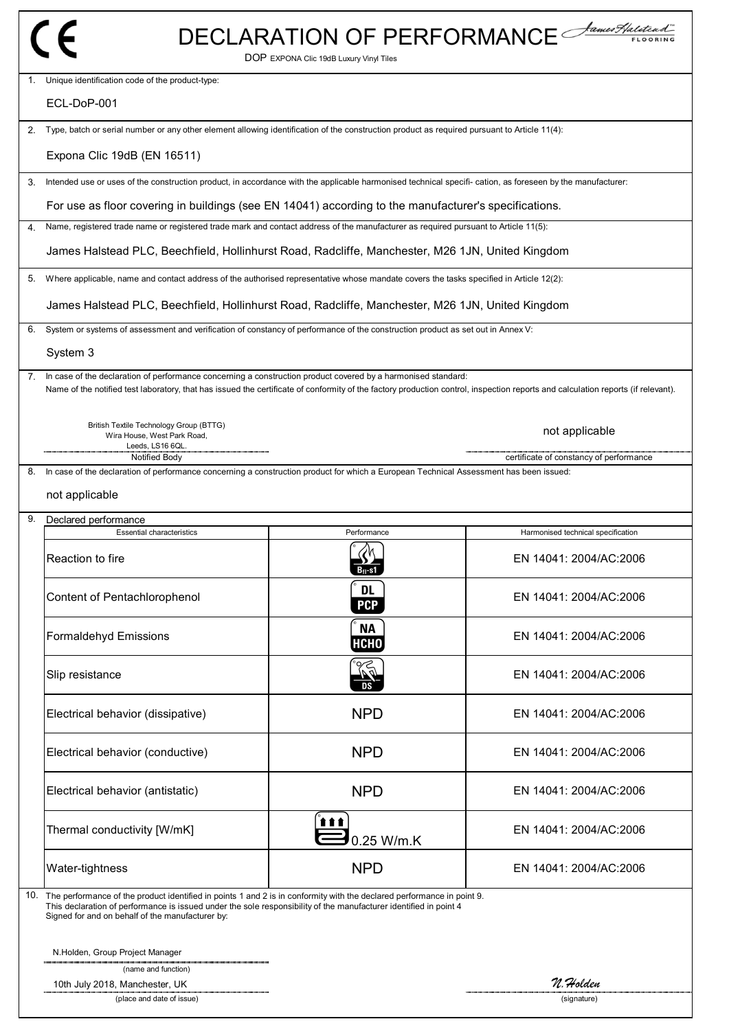CE

# DECLARATION OF PERFORMANCE

DOP EXPONA Clic 19dB Luxury Vinyl Tiles

1. Unique identification code of the product-type:

   ECL-DoP-001

2. Type, batch or serial number or any other element allowing identification of the construction product as required pursuant to Article 11(4):

   Expona Clic 19dB (EN 16511)

3. Intended use or uses of the construction product, in accordance with the applicable harmonised technical specifi- cation, as foreseen by the manufacturer:

   For use as floor covering in buildings (see EN 14041) according to the manufacturer's specifications.

4. Name, registered trade name or registered trade mark and contact address of the manufacturer as required pursuant to Article 11(5):

   James Halstead PLC, Beechfield, Hollinhurst Road, Radcliffe, Manchester, M26 1JN, United Kingdom

5. Where applicable, name and contact address of the authorised representative whose mandate covers the tasks specified in Article 12(2):

   James Halstead PLC, Beechfield, Hollinhurst Road, Radcliffe, Manchester, M26 1JN, United Kingdom

6. System or systems of assessment and verification of constancy of performance of the construction product as set out in Annex V:

   System 3

7. In case of the declaration of performance concerning a construction product covered by a harmonised standard:
   Name of the notified test laboratory, that has issued the certificate of conformity of the factory production control, inspection reports and calculation reports (if relevant).

   British Textile Technology Group (BTTG)
   Wira House, West Park Road,
   Leeds, LS16 6QL.
   Notified Body

   not applicable
   certificate of constancy of performance

8. In case of the declaration of performance concerning a construction product for which a European Technical Assessment has been issued:

   not applicable

9. Declared performance

| Essential characteristics | Performance | Harmonised technical specification |
|---|---|---|
| Reaction to fire | $B_{fl}$-s1 | EN 14041: 2004/AC:2006 |
| Content of Pentachlorophenol | DL PCP | EN 14041: 2004/AC:2006 |
| Formaldehyd Emissions | NA HCHO | EN 14041: 2004/AC:2006 |
| Slip resistance | DS | EN 14041: 2004/AC:2006 |
| Electrical behavior (dissipative) | NPD | EN 14041: 2004/AC:2006 |
| Electrical behavior (conductive) | NPD | EN 14041: 2004/AC:2006 |
| Electrical behavior (antistatic) | NPD | EN 14041: 2004/AC:2006 |
| Thermal conductivity [W/mK] | 0.25 W/m.K | EN 14041: 2004/AC:2006 |
| Water-tightness | NPD | EN 14041: 2004/AC:2006 |

10. The performance of the product identified in points 1 and 2 is in conformity with the declared performance in point 9.
    This declaration of performance is issued under the sole responsibility of the manufacturer identified in point 4
    Signed for and on behalf of the manufacturer by:

    N.Holden, Group Project Manager
    (name and function)

    10th July 2018, Manchester, UK
    (place and date of issue)

    *N.Holden*
    (signature)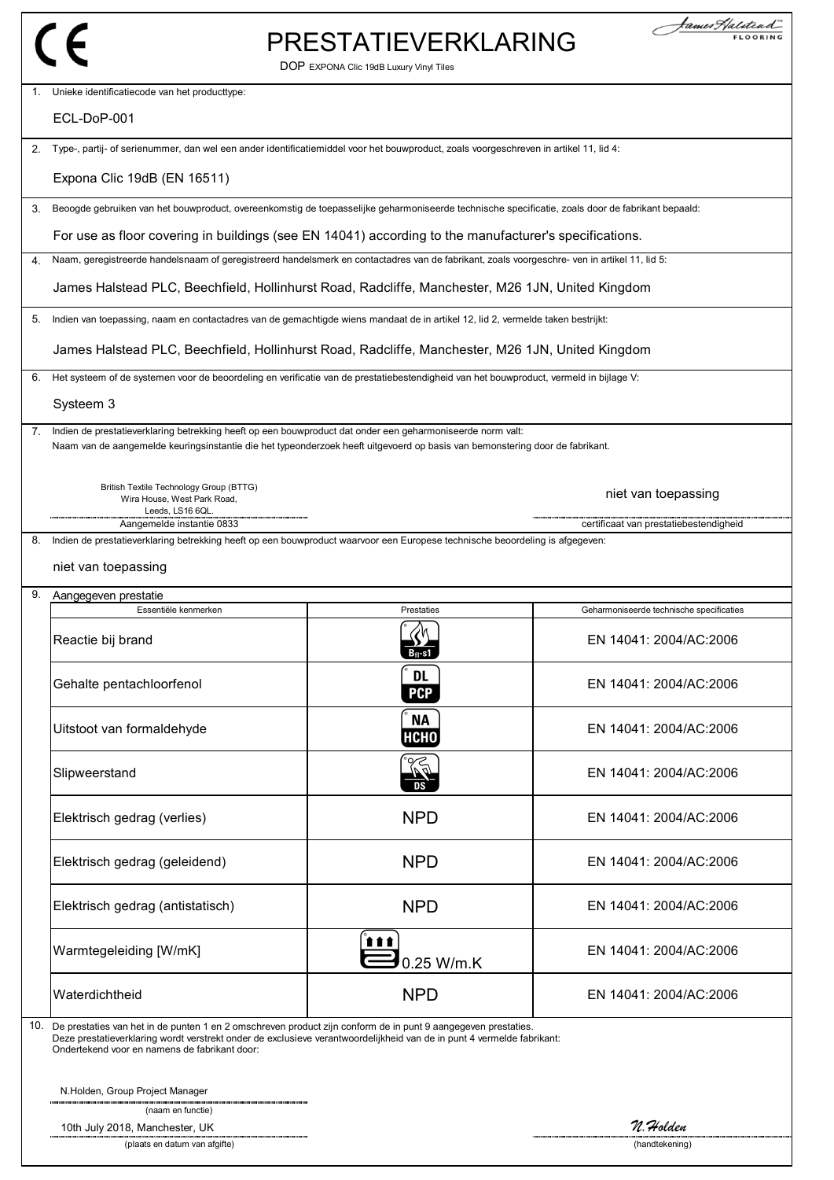# PRESTATIEVERKLARING

DOP EXPONA Clic 19dB Luxury Vinyl Tiles

1. Unieke identificatiecode van het producttype:

   ECL-DoP-001

2. Type-, partij- of serienummer, dan wel een ander identificatiemiddel voor het bouwproduct, zoals voorgeschreven in artikel 11, lid 4:

   Expona Clic 19dB (EN 16511)

3. Beoogde gebruiken van het bouwproduct, overeenkomstig de toepasselijke geharmoniseerde technische specificatie, zoals door de fabrikant bepaald:

   For use as floor covering in buildings (see EN 14041) according to the manufacturer's specifications.

4. Naam, geregistreerde handelsnaam of geregistreerd handelsmerk en contactadres van de fabrikant, zoals voorgeschre- ven in artikel 11, lid 5:

   James Halstead PLC, Beechfield, Hollinhurst Road, Radcliffe, Manchester, M26 1JN, United Kingdom

5. Indien van toepassing, naam en contactadres van de gemachtigde wiens mandaat de in artikel 12, lid 2, vermelde taken bestrijkt:

   James Halstead PLC, Beechfield, Hollinhurst Road, Radcliffe, Manchester, M26 1JN, United Kingdom

6. Het systeem of de systemen voor de beoordeling en verificatie van de prestatiebestendigheid van het bouwproduct, vermeld in bijlage V:

   Systeem 3

7. Indien de prestatieverklaring betrekking heeft op een bouwproduct dat onder een geharmoniseerde norm valt:
   Naam van de aangemelde keuringsinstantie die het typeonderzoek heeft uitgevoerd op basis van bemonstering door de fabrikant.

   British Textile Technology Group (BTTG)
   Wira House, West Park Road,
   Leeds, LS16 6QL.
   Aangemelde instantie 0833

   niet van toepassing
   certificaat van prestatiebestendigheid

8. Indien de prestatieverklaring betrekking heeft op een bouwproduct waarvoor een Europese technische beoordeling is afgegeven:

   niet van toepassing

9. Aangegeven prestatie

| Essentiële kenmerken | Prestaties | Geharmoniseerde technische specificaties |
|---|---|---|
| Reactie bij brand | $B_{fl}$-s1 | EN 14041: 2004/AC:2006 |
| Gehalte pentachloorfenol | DL PCP | EN 14041: 2004/AC:2006 |
| Uitstoot van formaldehyde | NA HCHO | EN 14041: 2004/AC:2006 |
| Slipweerstand | DS | EN 14041: 2004/AC:2006 |
| Elektrisch gedrag (verlies) | NPD | EN 14041: 2004/AC:2006 |
| Elektrisch gedrag (geleidend) | NPD | EN 14041: 2004/AC:2006 |
| Elektrisch gedrag (antistatisch) | NPD | EN 14041: 2004/AC:2006 |
| Warmtegeleiding [W/mK] | 0.25 W/m.K | EN 14041: 2004/AC:2006 |
| Waterdichtheid | NPD | EN 14041: 2004/AC:2006 |

10. De prestaties van het in de punten 1 en 2 omschreven product zijn conform de in punt 9 aangegeven prestaties.
    Deze prestatieverklaring wordt verstrekt onder de exclusieve verantwoordelijkheid van de in punt 4 vermelde fabrikant:
    Ondertekend voor en namens de fabrikant door:

    N.Holden, Group Project Manager
    (naam en functie)

    10th July 2018, Manchester, UK
    (plaats en datum van afgifte)

    N.Holden
    (handtekening)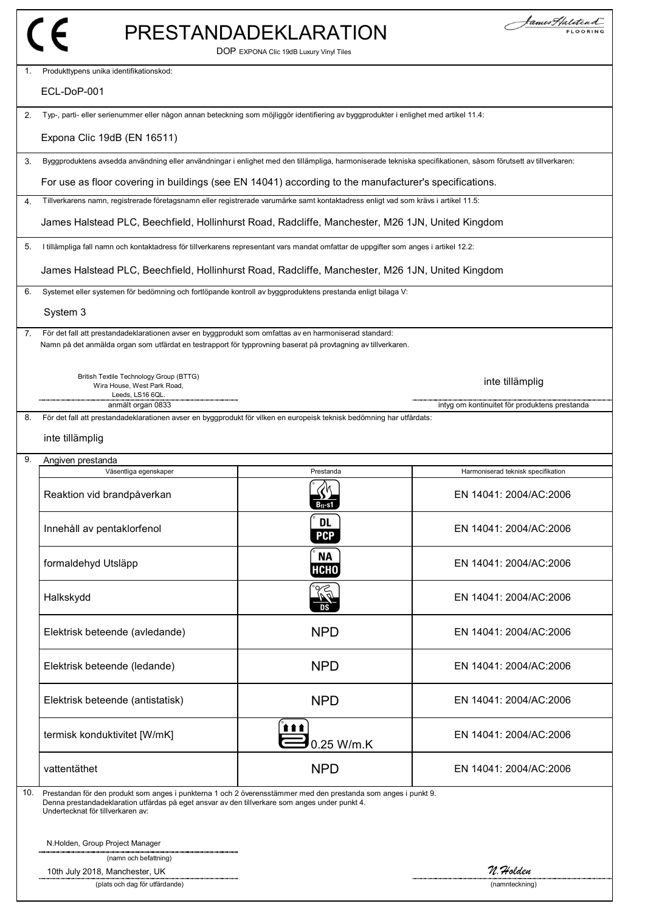CE

# PRESTANDADEKLARATION

DOP EXPONA Clic 19dB Luxury Vinyl Tiles

James Halstead FLOORING

1. Produkttypens unika identifikationskod:

   ECL-DoP-001

2. Typ-, parti- eller serienummer eller någon annan beteckning som möjliggör identifiering av byggprodukter i enlighet med artikel 11.4:

   Expona Clic 19dB (EN 16511)

3. Byggproduktens avsedda användning eller användningar i enlighet med den tillämpliga, harmoniserade tekniska specifikationen, såsom förutsett av tillverkaren:

   For use as floor covering in buildings (see EN 14041) according to the manufacturer's specifications.

4. Tillverkarens namn, registrerade företagsnamn eller registrerade varumärke samt kontaktadress enligt vad som krävs i artikel 11.5:

   James Halstead PLC, Beechfield, Hollinhurst Road, Radcliffe, Manchester, M26 1JN, United Kingdom

5. I tillämpliga fall namn och kontaktadress för tillverkarens representant vars mandat omfattar de uppgifter som anges i artikel 12.2:

   James Halstead PLC, Beechfield, Hollinhurst Road, Radcliffe, Manchester, M26 1JN, United Kingdom

6. Systemet eller systemen för bedömning och fortlöpande kontroll av byggproduktens prestanda enligt bilaga V:

   System 3

7. För det fall att prestandadeklarationen avser en byggprodukt som omfattas av en harmoniserad standard:
   Namn på det anmälda organ som utfärdat en testrapport för typprovning baserat på provtagning av tillverkaren.

   British Textile Technology Group (BTTG)
   Wira House, West Park Road,
   Leeds, LS16 6QL.
   anmält organ 0833

   inte tillämplig
   intyg om kontinuitet för produktens prestanda

8. För det fall att prestandadeklarationen avser en byggprodukt för vilken en europeisk teknisk bedömning har utfärdats:

   inte tillämplig

9. Angiven prestanda

| Väsentliga egenskaper | Prestanda | Harmoniserad teknisk specifikation |
|---|---|---|
| Reaktion vid brandpåverkan | $B_{fl}$-s1 | EN 14041: 2004/AC:2006 |
| Innehåll av pentaklorfenol | DL PCP | EN 14041: 2004/AC:2006 |
| formaldehyd Utsläpp | NA HCHO | EN 14041: 2004/AC:2006 |
| Halkskydd | DS | EN 14041: 2004/AC:2006 |
| Elektrisk beteende (avledande) | NPD | EN 14041: 2004/AC:2006 |
| Elektrisk beteende (ledande) | NPD | EN 14041: 2004/AC:2006 |
| Elektrisk beteende (antistatisk) | NPD | EN 14041: 2004/AC:2006 |
| termisk konduktivitet [W/mK] | 0.25 W/m.K | EN 14041: 2004/AC:2006 |
| vattentäthet | NPD | EN 14041: 2004/AC:2006 |

10. Prestandan för den produkt som anges i punkterna 1 och 2 överensstämmer med den prestanda som anges i punkt 9.
    Denna prestandadeklaration utfärdas på eget ansvar av den tillverkare som anges under punkt 4.
    Undertecknat för tillverkaren av:

    N.Holden, Group Project Manager
    (namn och befattning)

    10th July 2018, Manchester, UK
    (plats och dag för utfärdande)

    N.Holden
    (namnteckning)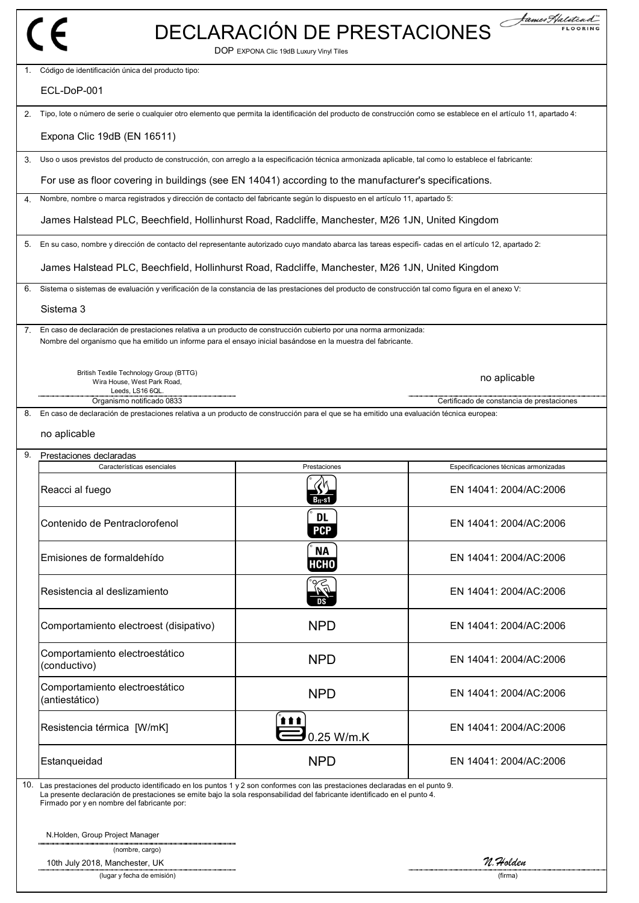# DECLARACIÓN DE PRESTACIONES

DOP EXPONA Clic 19dB Luxury Vinyl Tiles

1. Código de identificación única del producto tipo:

   ECL-DoP-001

2. Tipo, lote o número de serie o cualquier otro elemento que permita la identificación del producto de construcción como se establece en el artículo 11, apartado 4:

   Expona Clic 19dB (EN 16511)

3. Uso o usos previstos del producto de construcción, con arreglo a la especificación técnica armonizada aplicable, tal como lo establece el fabricante:

   For use as floor covering in buildings (see EN 14041) according to the manufacturer's specifications.

4. Nombre, nombre o marca registrados y dirección de contacto del fabricante según lo dispuesto en el artículo 11, apartado 5:

   James Halstead PLC, Beechfield, Hollinhurst Road, Radcliffe, Manchester, M26 1JN, United Kingdom

5. En su caso, nombre y dirección de contacto del representante autorizado cuyo mandato abarca las tareas especifi- cadas en el artículo 12, apartado 2:

   James Halstead PLC, Beechfield, Hollinhurst Road, Radcliffe, Manchester, M26 1JN, United Kingdom

6. Sistema o sistemas de evaluación y verificación de la constancia de las prestaciones del producto de construcción tal como figura en el anexo V:

   Sistema 3

7. En caso de declaración de prestaciones relativa a un producto de construcción cubierto por una norma armonizada:
   Nombre del organismo que ha emitido un informe para el ensayo inicial basándose en la muestra del fabricante.

   British Textile Technology Group (BTTG)
   Wira House, West Park Road,
   Leeds, LS16 6QL.
   Organismo notificado 0833

   no aplicable
   Certificado de constancia de prestaciones

8. En caso de declaración de prestaciones relativa a un producto de construcción para el que se ha emitido una evaluación técnica europea:

   no aplicable

9. Prestaciones declaradas

| Características esenciales | Prestaciones | Especificaciones técnicas armonizadas |
|---|---|---|
| Reacci al fuego | $B_{fl}$-s1 | EN 14041: 2004/AC:2006 |
| Contenido de Pentraclorofenol | DL PCP | EN 14041: 2004/AC:2006 |
| Emisiones de formaldehído | NA HCHO | EN 14041: 2004/AC:2006 |
| Resistencia al deslizamiento | DS | EN 14041: 2004/AC:2006 |
| Comportamiento electroest (disipativo) | NPD | EN 14041: 2004/AC:2006 |
| Comportamiento electroestático (conductivo) | NPD | EN 14041: 2004/AC:2006 |
| Comportamiento electroestático (antiestático) | NPD | EN 14041: 2004/AC:2006 |
| Resistencia térmica [W/mK] | 0.25 W/m.K | EN 14041: 2004/AC:2006 |
| Estanqueidad | NPD | EN 14041: 2004/AC:2006 |

10. Las prestaciones del producto identificado en los puntos 1 y 2 son conformes con las prestaciones declaradas en el punto 9.
    La presente declaración de prestaciones se emite bajo la sola responsabilidad del fabricante identificado en el punto 4.
    Firmado por y en nombre del fabricante por:

    N.Holden, Group Project Manager
    (nombre, cargo)

    10th July 2018, Manchester, UK
    (lugar y fecha de emisión)

    N.Holden
    (firma)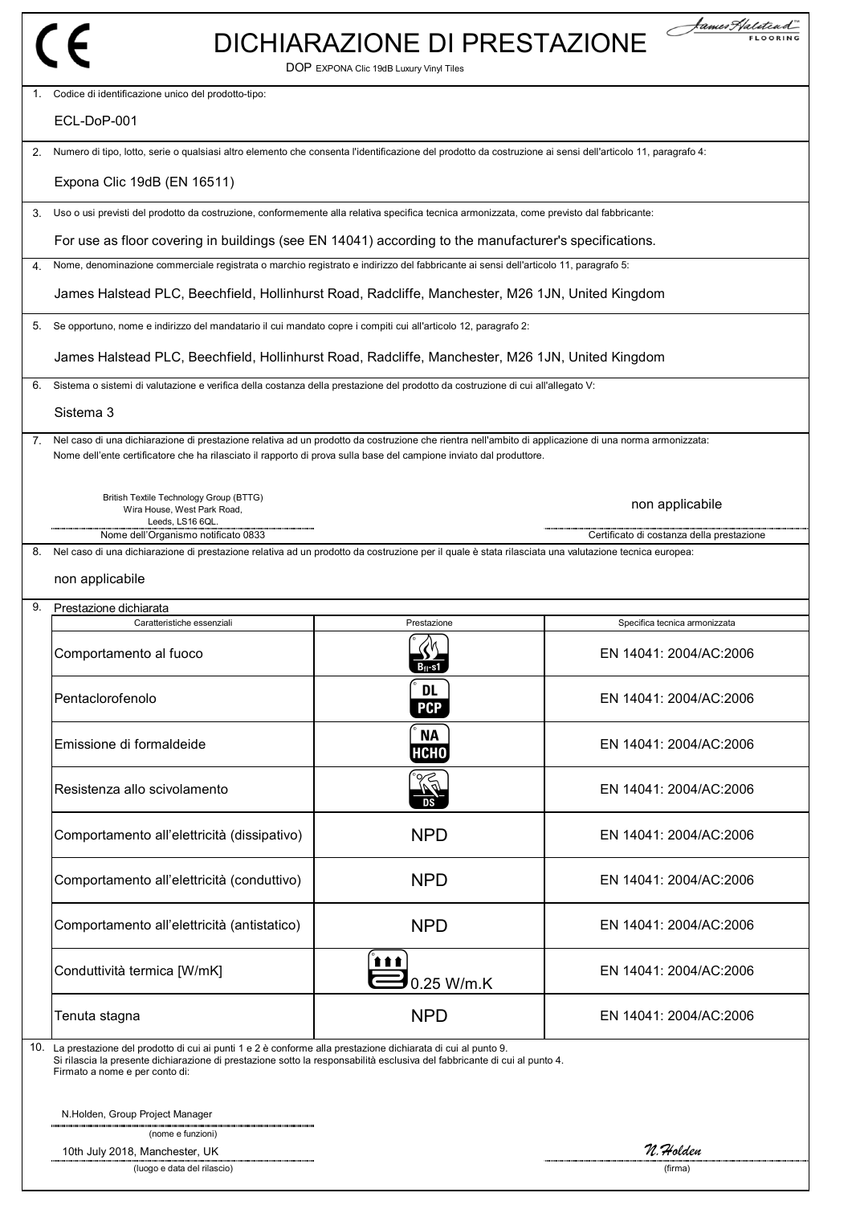CE

# DICHIARAZIONE DI PRESTAZIONE

DOP EXPONA Clic 19dB Luxury Vinyl Tiles

James Halstead FLOORING

1. Codice di identificazione unico del prodotto-tipo:

ECL-DoP-001

2. Numero di tipo, lotto, serie o qualsiasi altro elemento che consenta l'identificazione del prodotto da costruzione ai sensi dell'articolo 11, paragrafo 4:

Expona Clic 19dB (EN 16511)

3. Uso o usi previsti del prodotto da costruzione, conformemente alla relativa specifica tecnica armonizzata, come previsto dal fabbricante:

For use as floor covering in buildings (see EN 14041) according to the manufacturer's specifications.

4. Nome, denominazione commerciale registrata o marchio registrato e indirizzo del fabbricante ai sensi dell'articolo 11, paragrafo 5:

James Halstead PLC, Beechfield, Hollinhurst Road, Radcliffe, Manchester, M26 1JN, United Kingdom

5. Se opportuno, nome e indirizzo del mandatario il cui mandato copre i compiti cui all'articolo 12, paragrafo 2:

James Halstead PLC, Beechfield, Hollinhurst Road, Radcliffe, Manchester, M26 1JN, United Kingdom

6. Sistema o sistemi di valutazione e verifica della costanza della prestazione del prodotto da costruzione di cui all'allegato V:

Sistema 3

7. Nel caso di una dichiarazione di prestazione relativa ad un prodotto da costruzione che rientra nell'ambito di applicazione di una norma armonizzata:
Nome dell'ente certificatore che ha rilasciato il rapporto di prova sulla base del campione inviato dal produttore.

British Textile Technology Group (BTTG)
Wira House, West Park Road,
Leeds, LS16 6QL.
Nome dell'Organismo notificato 0833

non applicabile
Certificato di costanza della prestazione

8. Nel caso di una dichiarazione di prestazione relativa ad un prodotto da costruzione per il quale è stata rilasciata una valutazione tecnica europea:

non applicabile

9. Prestazione dichiarata

| Caratteristiche essenziali | Prestazione | Specifica tecnica armonizzata |
|---|---|---|
| Comportamento al fuoco | $B_{fl}$-s1 | EN 14041: 2004/AC:2006 |
| Pentaclorofenolo | DL PCP | EN 14041: 2004/AC:2006 |
| Emissione di formaldeide | NA HCHO | EN 14041: 2004/AC:2006 |
| Resistenza allo scivolamento | DS | EN 14041: 2004/AC:2006 |
| Comportamento all'elettricità (dissipativo) | NPD | EN 14041: 2004/AC:2006 |
| Comportamento all'elettricità (conduttivo) | NPD | EN 14041: 2004/AC:2006 |
| Comportamento all'elettricità (antistatico) | NPD | EN 14041: 2004/AC:2006 |
| Conduttività termica [W/mK] | 0.25 W/m.K | EN 14041: 2004/AC:2006 |
| Tenuta stagna | NPD | EN 14041: 2004/AC:2006 |

10. La prestazione del prodotto di cui ai punti 1 e 2 è conforme alla prestazione dichiarata di cui al punto 9.
Si rilascia la presente dichiarazione di prestazione sotto la responsabilità esclusiva del fabbricante di cui al punto 4.
Firmato a nome e per conto di:

N.Holden, Group Project Manager
(nome e funzioni)

10th July 2018, Manchester, UK
(luogo e data del rilascio)

N.Holden
(firma)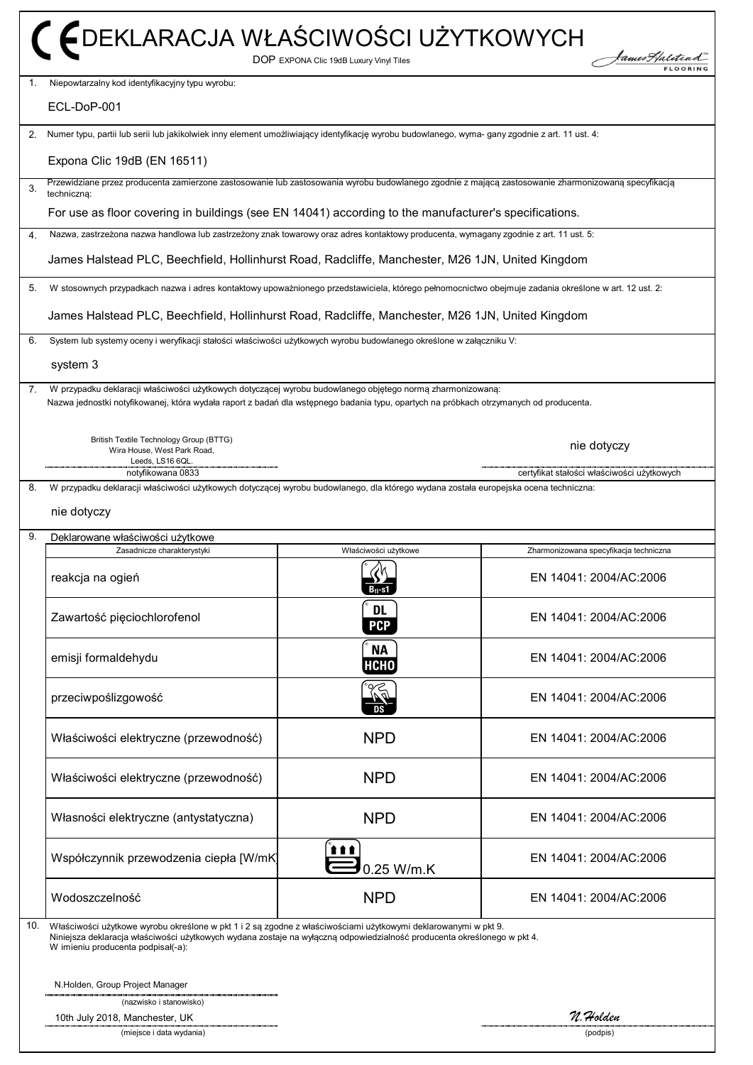# CE DEKLARACJA WŁAŚCIWOŚCI UŻYTKOWYCH

DOP EXPONA Clic 19dB Luxury Vinyl Tiles

James Halstead FLOORING

1. Niepowtarzalny kod identyfikacyjny typu wyrobu:

   ECL-DoP-001

2. Numer typu, partii lub serii lub jakikolwiek inny element umożliwiający identyfikację wyrobu budowlanego, wyma- gany zgodnie z art. 11 ust. 4:

   Expona Clic 19dB (EN 16511)

3. Przewidziane przez producenta zamierzone zastosowanie lub zastosowania wyrobu budowlanego zgodnie z mającą zastosowanie zharmonizowaną specyfikacją techniczną:

   For use as floor covering in buildings (see EN 14041) according to the manufacturer's specifications.

4. Nazwa, zastrzeżona nazwa handlowa lub zastrzeżony znak towarowy oraz adres kontaktowy producenta, wymagany zgodnie z art. 11 ust. 5:

   James Halstead PLC, Beechfield, Hollinhurst Road, Radcliffe, Manchester, M26 1JN, United Kingdom

5. W stosownych przypadkach nazwa i adres kontaktowy upoważnionego przedstawiciela, którego pełnomocnictwo obejmuje zadania określone w art. 12 ust. 2:

   James Halstead PLC, Beechfield, Hollinhurst Road, Radcliffe, Manchester, M26 1JN, United Kingdom

6. System lub systemy oceny i weryfikacji stałości właściwości użytkowych wyrobu budowlanego określone w załączniku V:

   system 3

7. W przypadku deklaracji właściwości użytkowych dotyczącej wyrobu budowlanego objętego normą zharmonizowaną:
   Nazwa jednostki notyfikowanej, która wydała raport z badań dla wstępnego badania typu, opartych na próbkach otrzymanych od producenta.

   British Textile Technology Group (BTTG)
   Wira House, West Park Road,
   Leeds, LS16 6QL.
   notyfikowana 0833

   nie dotyczy
   certyfikat stałości właściwości użytkowych

8. W przypadku deklaracji właściwości użytkowych dotyczącej wyrobu budowlanego, dla którego wydana została europejska ocena techniczna:

   nie dotyczy

9. Deklarowane właściwości użytkowe

| Zasadnicze charakterystyki | Właściwości użytkowe | Zharmonizowana specyfikacja techniczna |
|---|---|---|
| reakcja na ogień | $B_{fl}$-s1 | EN 14041: 2004/AC:2006 |
| Zawartość pięciochlorofenol | DL PCP | EN 14041: 2004/AC:2006 |
| emisji formaldehydu | NA HCHO | EN 14041: 2004/AC:2006 |
| przeciwpoślizgowość | DS | EN 14041: 2004/AC:2006 |
| Właściwości elektryczne (przewodność) | NPD | EN 14041: 2004/AC:2006 |
| Właściwości elektryczne (przewodność) | NPD | EN 14041: 2004/AC:2006 |
| Własności elektryczne (antystatyczna) | NPD | EN 14041: 2004/AC:2006 |
| Współczynnik przewodzenia ciepła [W/mK] | 0.25 W/m.K | EN 14041: 2004/AC:2006 |
| Wodoszczelność | NPD | EN 14041: 2004/AC:2006 |

10. Właściwości użytkowe wyrobu określone w pkt 1 i 2 są zgodne z właściwościami użytkowymi deklarowanymi w pkt 9.
    Niniejsza deklaracja właściwości użytkowych wydana zostaje na wyłączną odpowiedzialność producenta określonego w pkt 4.
    W imieniu producenta podpisał(-a):

    N.Holden, Group Project Manager
    (nazwisko i stanowisko)

    10th July 2018, Manchester, UK
    (miejsce i data wydania)

    N.Holden
    (podpis)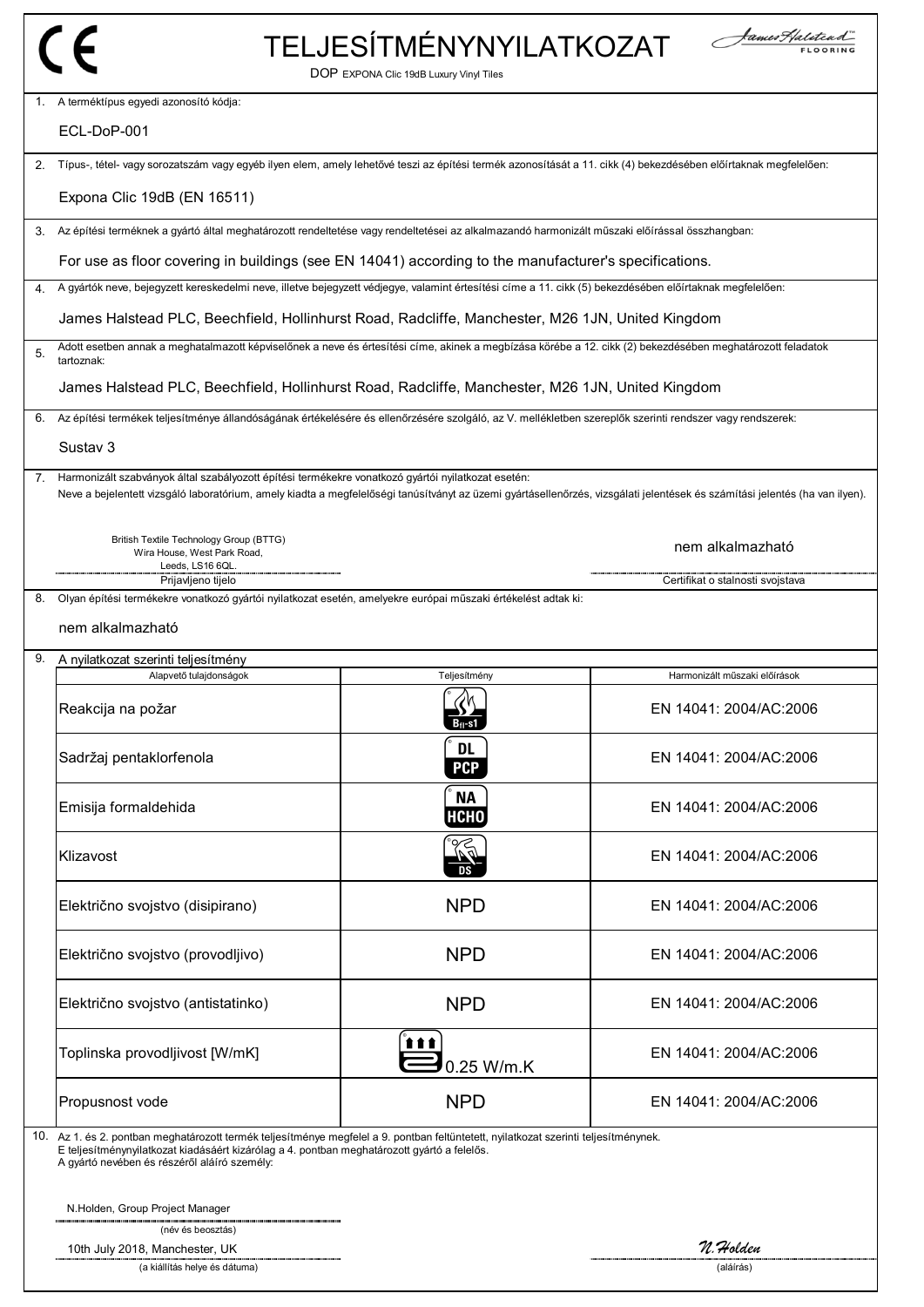CE

# TELJESÍTMÉNYNYILATKOZAT

DOP EXPONA Clic 19dB Luxury Vinyl Tiles

James Halstead FLOORING

1. A terméktípus egyedi azonosító kódja:

ECL-DoP-001

2. Típus-, tétel- vagy sorozatszám vagy egyéb ilyen elem, amely lehetővé teszi az építési termék azonosítását a 11. cikk (4) bekezdésében előírtaknak megfelelően:

Expona Clic 19dB (EN 16511)

3. Az építési terméknek a gyártó által meghatározott rendeltetése vagy rendeltetései az alkalmazandó harmonizált műszaki előírással összhangban:

For use as floor covering in buildings (see EN 14041) according to the manufacturer's specifications.

4. A gyártók neve, bejegyzett kereskedelmi neve, illetve bejegyzett védjegye, valamint értesítési címe a 11. cikk (5) bekezdésében előírtaknak megfelelően:

James Halstead PLC, Beechfield, Hollinhurst Road, Radcliffe, Manchester, M26 1JN, United Kingdom

5. Adott esetben annak a meghatalmazott képviselőnek a neve és értesítési címe, akinek a megbízása körébe a 12. cikk (2) bekezdésében meghatározott feladatok tartoznak:

James Halstead PLC, Beechfield, Hollinhurst Road, Radcliffe, Manchester, M26 1JN, United Kingdom

6. Az építési termékek teljesítménye állandóságának értékelésére és ellenőrzésére szolgáló, az V. mellékletben szereplők szerinti rendszer vagy rendszerek:

Sustav 3

7. Harmonizált szabványok által szabályozott építési termékekre vonatkozó gyártói nyilatkozat esetén:
Neve a bejelentett vizsgáló laboratórium, amely kiadta a megfelelőségi tanúsítványt az üzemi gyártásellenőrzés, vizsgálati jelentések és számítási jelentés (ha van ilyen).

British Textile Technology Group (BTTG)
Wira House, West Park Road,
Leeds, LS16 6QL.
Prijavljeno tijelo

nem alkalmazható
Certifikat o stalnosti svojstava

8. Olyan építési termékekre vonatkozó gyártói nyilatkozat esetén, amelyekre európai műszaki értékelést adtak ki:

nem alkalmazható

9. A nyilatkozat szerinti teljesítmény

| Alapvető tulajdonságok | Teljesítmény | Harmonizált műszaki előírások |
|---|---|---|
| Reakcija na požar | $B_{fl}$-s1 | EN 14041: 2004/AC:2006 |
| Sadržaj pentaklorfenola | DL PCP | EN 14041: 2004/AC:2006 |
| Emisija formaldehida | NA HCHO | EN 14041: 2004/AC:2006 |
| Klizavost | DS | EN 14041: 2004/AC:2006 |
| Električno svojstvo (disipirano) | NPD | EN 14041: 2004/AC:2006 |
| Električno svojstvo (provodljivo) | NPD | EN 14041: 2004/AC:2006 |
| Električno svojstvo (antistatinko) | NPD | EN 14041: 2004/AC:2006 |
| Toplinska provodljivost [W/mK] | 0.25 W/m.K | EN 14041: 2004/AC:2006 |
| Propusnost vode | NPD | EN 14041: 2004/AC:2006 |

10. Az 1. és 2. pontban meghatározott termék teljesítménye megfelel a 9. pontban feltüntetett, nyilatkozat szerinti teljesítménynek.
E teljesítménynyilatkozat kiadásáért kizárólag a 4. pontban meghatározott gyártó a felelős.
A gyártó nevében és részéről aláíró személy:

N.Holden, Group Project Manager
(név és beosztás)

10th July 2018, Manchester, UK
(a kiállítás helye és dátuma)

N.Holden
(aláírás)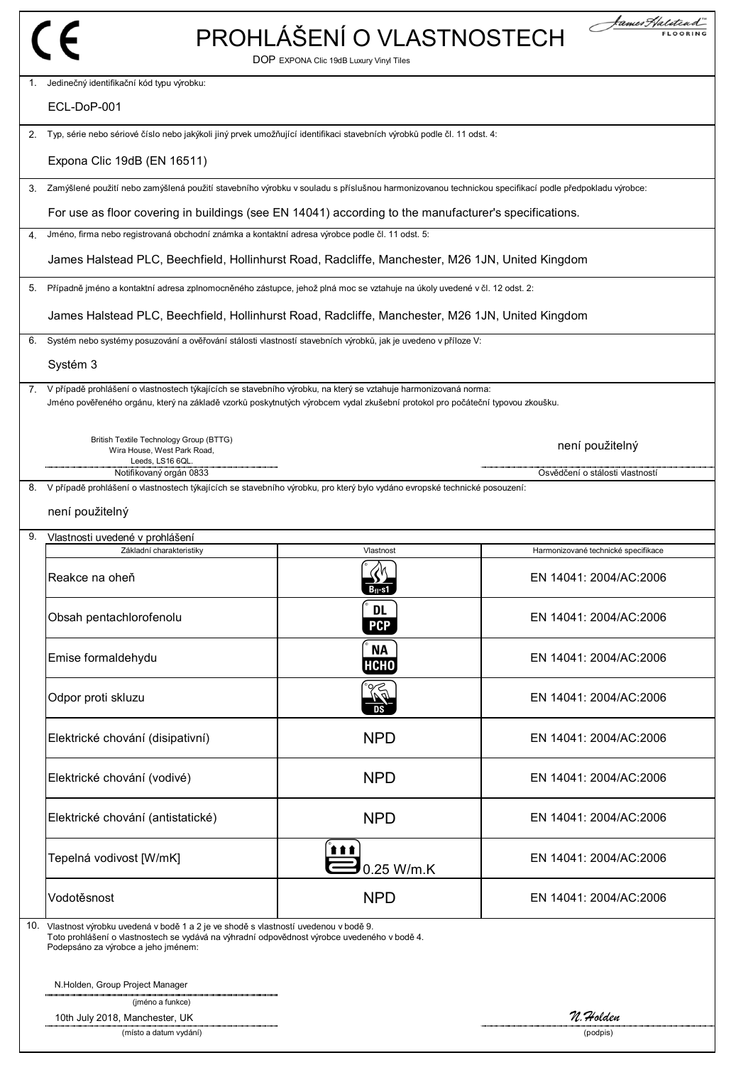CE

# PROHLÁŠENÍ O VLASTNOSTECH

DOP EXPONA Clic 19dB Luxury Vinyl Tiles

James Halstead FLOORING

1. Jedinečný identifikační kód typu výrobku:

   ECL-DoP-001

2. Typ, série nebo sériové číslo nebo jakýkoli jiný prvek umožňující identifikaci stavebních výrobků podle čl. 11 odst. 4:

   Expona Clic 19dB (EN 16511)

3. Zamýšlené použití nebo zamýšlená použití stavebního výrobku v souladu s příslušnou harmonizovanou technickou specifikací podle předpokladu výrobce:

   For use as floor covering in buildings (see EN 14041) according to the manufacturer's specifications.

4. Jméno, firma nebo registrovaná obchodní známka a kontaktní adresa výrobce podle čl. 11 odst. 5:

   James Halstead PLC, Beechfield, Hollinhurst Road, Radcliffe, Manchester, M26 1JN, United Kingdom

5. Případně jméno a kontaktní adresa zplnomocněného zástupce, jehož plná moc se vztahuje na úkoly uvedené v čl. 12 odst. 2:

   James Halstead PLC, Beechfield, Hollinhurst Road, Radcliffe, Manchester, M26 1JN, United Kingdom

6. Systém nebo systémy posuzování a ověřování stálosti vlastností stavebních výrobků, jak je uvedeno v příloze V:

   Systém 3

7. V případě prohlášení o vlastnostech týkajících se stavebního výrobku, na který se vztahuje harmonizovaná norma:
   Jméno pověřeného orgánu, který na základě vzorků poskytnutých výrobcem vydal zkušební protokol pro počáteční typovou zkoušku.

   British Textile Technology Group (BTTG)
   Wira House, West Park Road,
   Leeds, LS16 6QL.
   Notifikovaný orgán 0833

   není použitelný
   Osvědčení o stálosti vlastností

8. V případě prohlášení o vlastnostech týkajících se stavebního výrobku, pro který bylo vydáno evropské technické posouzení:

   není použitelný

9. Vlastnosti uvedené v prohlášení

| Základní charakteristiky | Vlastnost | Harmonizované technické specifikace |
|---|---|---|
| Reakce na oheň | $B_{fl}$-s1 | EN 14041: 2004/AC:2006 |
| Obsah pentachlorofenolu | DL PCP | EN 14041: 2004/AC:2006 |
| Emise formaldehydu | NA HCHO | EN 14041: 2004/AC:2006 |
| Odpor proti skluzu | DS | EN 14041: 2004/AC:2006 |
| Elektrické chování (disipativní) | NPD | EN 14041: 2004/AC:2006 |
| Elektrické chování (vodivé) | NPD | EN 14041: 2004/AC:2006 |
| Elektrické chování (antistatické) | NPD | EN 14041: 2004/AC:2006 |
| Tepelná vodivost [W/mK] | 0.25 W/m.K | EN 14041: 2004/AC:2006 |
| Vodotěsnost | NPD | EN 14041: 2004/AC:2006 |

10. Vlastnost výrobku uvedená v bodě 1 a 2 je ve shodě s vlastností uvedenou v bodě 9.
    Toto prohlášení o vlastnostech se vydává na výhradní odpovědnost výrobce uvedeného v bodě 4.
    Podepsáno za výrobce a jeho jménem:

    N.Holden, Group Project Manager
    (jméno a funkce)

    10th July 2018, Manchester, UK
    (místo a datum vydání)

    N.Holden
    (podpis)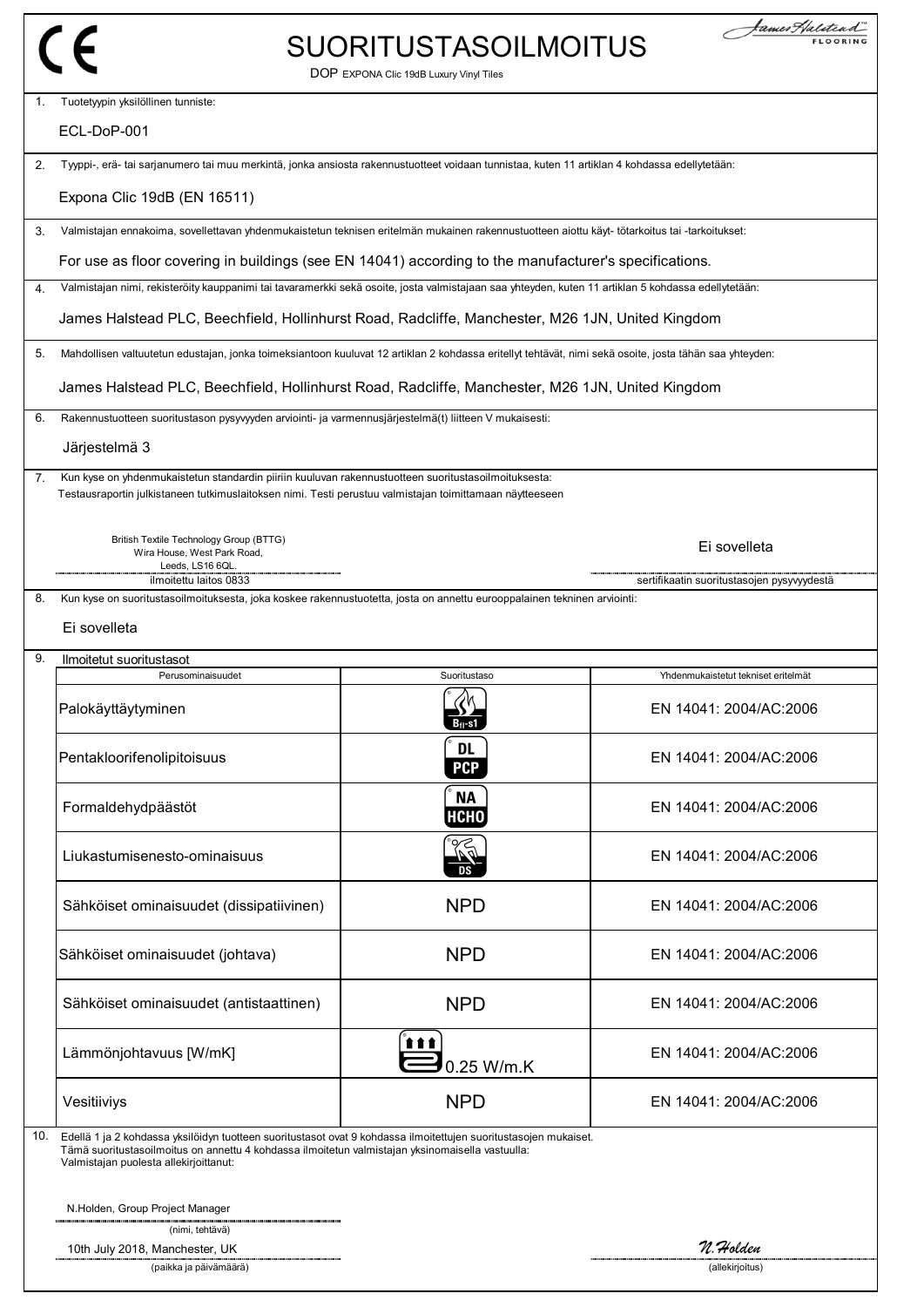# SUORITUSTASOILMOITUS

DOP EXPONA Clic 19dB Luxury Vinyl Tiles

1. Tuotetyypin yksilöllinen tunniste:

   ECL-DoP-001

2. Tyyppi-, erä- tai sarjanumero tai muu merkintä, jonka ansiosta rakennustuotteet voidaan tunnistaa, kuten 11 artiklan 4 kohdassa edellytetään:

   Expona Clic 19dB (EN 16511)

3. Valmistajan ennakoima, sovellettavan yhdenmukaistetun teknisen eritelmän mukainen rakennustuotteen aiottu käyt- tötarkoitus tai -tarkoitukset:

   For use as floor covering in buildings (see EN 14041) according to the manufacturer's specifications.

4. Valmistajan nimi, rekisteröity kauppanimi tai tavaramerkki sekä osoite, josta valmistajaan saa yhteyden, kuten 11 artiklan 5 kohdassa edellytetään:

   James Halstead PLC, Beechfield, Hollinhurst Road, Radcliffe, Manchester, M26 1JN, United Kingdom

5. Mahdollisen valtuutetun edustajan, jonka toimeksiantoon kuuluvat 12 artiklan 2 kohdassa eritellyt tehtävät, nimi sekä osoite, josta tähän saa yhteyden:

   James Halstead PLC, Beechfield, Hollinhurst Road, Radcliffe, Manchester, M26 1JN, United Kingdom

6. Rakennustuotteen suoritustason pysyvyyden arviointi- ja varmennusjärjestelmä(t) liitteen V mukaisesti:

   Järjestelmä 3

7. Kun kyse on yhdenmukaistetun standardin piiriin kuuluvan rakennustuotteen suoritustasoilmoituksesta:
   Testausraportin julkistaneen tutkimuslaitoksen nimi. Testi perustuu valmistajan toimittamaan näytteeseen

   British Textile Technology Group (BTTG)
   Wira House, West Park Road,
   Leeds, LS16 6QL.
   ilmoitettu laitos 0833

   Ei sovelleta
   sertifikaatin suoritustasojen pysyvyydestä

8. Kun kyse on suoritustasoilmoituksesta, joka koskee rakennustuotetta, josta on annettu eurooppalainen tekninen arviointi:

   Ei sovelleta

9. Ilmoitetut suoritustasot

| Perusominaisuudet | Suoritustaso | Yhdenmukaistetut tekniset eritelmät |
|---|---|---|
| Palokäyttäytyminen | $B_{fl}$-s1 | EN 14041: 2004/AC:2006 |
| Pentakloorifenolipitoisuus | DL PCP | EN 14041: 2004/AC:2006 |
| Formaldehydpäästöt | NA HCHO | EN 14041: 2004/AC:2006 |
| Liukastumisenesto-ominaisuus | DS | EN 14041: 2004/AC:2006 |
| Sähköiset ominaisuudet (dissipatiivinen) | NPD | EN 14041: 2004/AC:2006 |
| Sähköiset ominaisuudet (johtava) | NPD | EN 14041: 2004/AC:2006 |
| Sähköiset ominaisuudet (antistaattinen) | NPD | EN 14041: 2004/AC:2006 |
| Lämmönjohtavuus [W/mK] | 0.25 W/m.K | EN 14041: 2004/AC:2006 |
| Vesitiiviys | NPD | EN 14041: 2004/AC:2006 |

10. Edellä 1 ja 2 kohdassa yksilöidyn tuotteen suoritustasot ovat 9 kohdassa ilmoitettujen suoritustasojen mukaiset.
    Tämä suoritustasoilmoitus on annettu 4 kohdassa ilmoitetun valmistajan yksinomaisella vastuulla:
    Valmistajan puolesta allekirjoittanut:

    N.Holden, Group Project Manager
    (nimi, tehtävä)

    10th July 2018, Manchester, UK
    (paikka ja päivämäärä)

    N.Holden
    (allekirjoitus)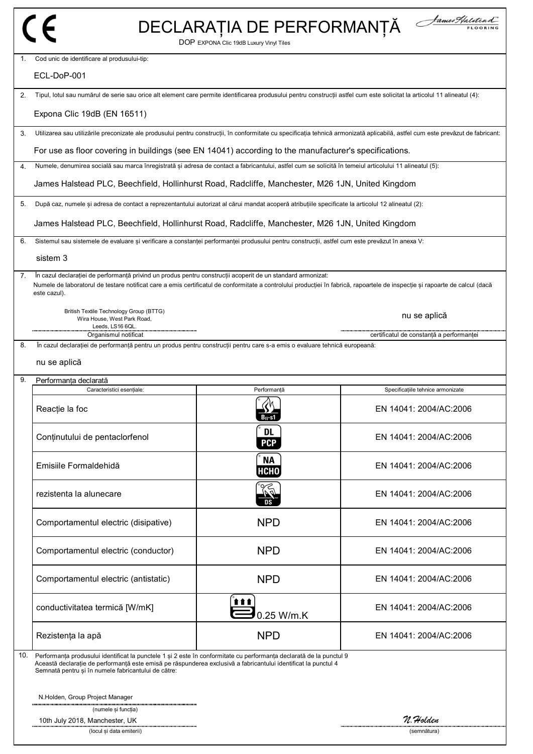# DECLARAȚIA DE PERFORMANȚĂ

DOP EXPONA Clic 19dB Luxury Vinyl Tiles

1. Cod unic de identificare al produsului-tip:

   ECL-DoP-001

2. Tipul, lotul sau numărul de serie sau orice alt element care permite identificarea produsului pentru construcții astfel cum este solicitat la articolul 11 alineatul (4):

   Expona Clic 19dB (EN 16511)

3. Utilizarea sau utilizările preconizate ale produsului pentru construcții, în conformitate cu specificația tehnică armonizată aplicabilă, astfel cum este prevăzut de fabricant:

   For use as floor covering in buildings (see EN 14041) according to the manufacturer's specifications.

4. Numele, denumirea socială sau marca înregistrată și adresa de contact a fabricantului, astfel cum se solicită în temeiul articolului 11 alineatul (5):

   James Halstead PLC, Beechfield, Hollinhurst Road, Radcliffe, Manchester, M26 1JN, United Kingdom

5. După caz, numele și adresa de contact a reprezentantului autorizat al cărui mandat acoperă atribuțiile specificate la articolul 12 alineatul (2):

   James Halstead PLC, Beechfield, Hollinhurst Road, Radcliffe, Manchester, M26 1JN, United Kingdom

6. Sistemul sau sistemele de evaluare și verificare a constanței performanței produsului pentru construcții, astfel cum este prevăzut în anexa V:

   sistem 3

7. În cazul declarației de performanță privind un produs pentru construcții acoperit de un standard armonizat:
   Numele de laboratorul de testare notificat care a emis certificatul de conformitate a controlului producției în fabrică, rapoartele de inspecție și rapoarte de calcul (dacă este cazul).

   British Textile Technology Group (BTTG)
   Wira House, West Park Road,
   Leeds, LS16 6QL.
   Organismul notificat

   nu se aplică
   certificatul de constanță a performanței

8. În cazul declarației de performanță pentru un produs pentru construcții pentru care s-a emis o evaluare tehnică europeană:

   nu se aplică

9. Performanța declarată

| Caracteristici esențiale: | Performanță | Specificațiile tehnice armonizate |
|---|---|---|
| Reacție la foc | $B_{fl}$-s1 | EN 14041: 2004/AC:2006 |
| Conținutului de pentaclorfenol | DL PCP | EN 14041: 2004/AC:2006 |
| Emisiile Formaldehidă | NA HCHO | EN 14041: 2004/AC:2006 |
| rezistenta la alunecare | DS | EN 14041: 2004/AC:2006 |
| Comportamentul electric (disipative) | NPD | EN 14041: 2004/AC:2006 |
| Comportamentul electric (conductor) | NPD | EN 14041: 2004/AC:2006 |
| Comportamentul electric (antistatic) | NPD | EN 14041: 2004/AC:2006 |
| conductivitatea termică [W/mK] | 0.25 W/m.K | EN 14041: 2004/AC:2006 |
| Rezistența la apă | NPD | EN 14041: 2004/AC:2006 |

10. Performanța produsului identificat la punctele 1 și 2 este în conformitate cu performanța declarată de la punctul 9
    Această declarație de performanță este emisă pe răspunderea exclusivă a fabricantului identificat la punctul 4
    Semnată pentru și în numele fabricantului de către:

    N.Holden, Group Project Manager
    (numele și funcția)

    10th July 2018, Manchester, UK
    (locul și data emiterii)

    N.Holden
    (semnătura)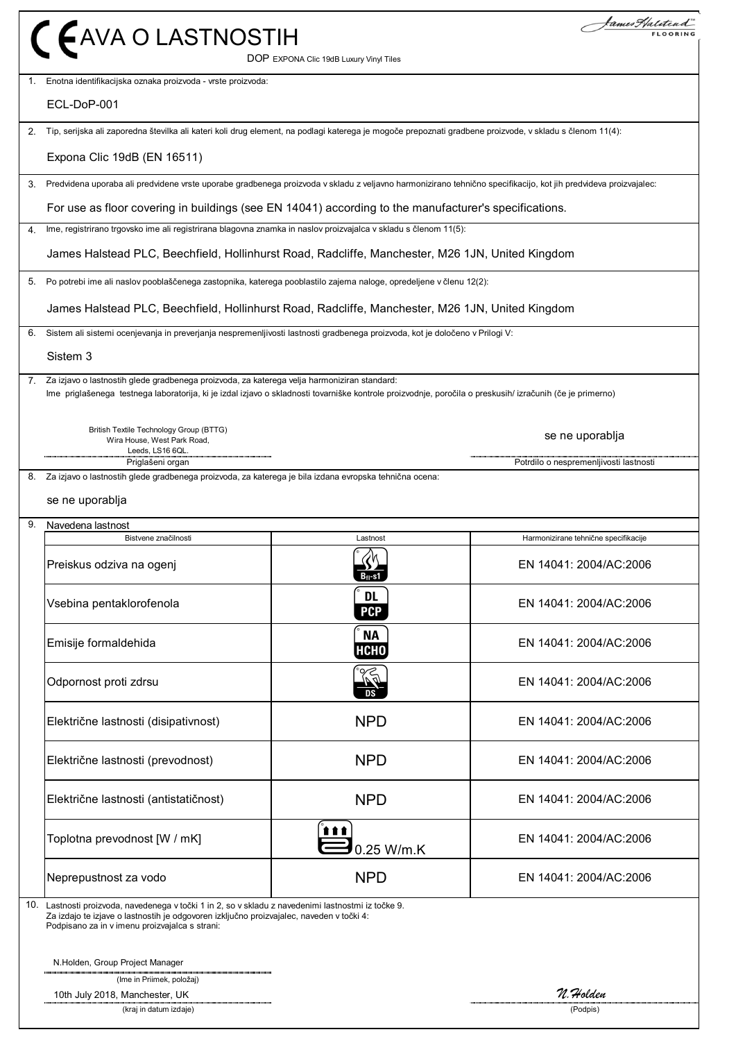# CE IZJAVA O LASTNOSTIH

DOP EXPONA Clic 19dB Luxury Vinyl Tiles

James Halstead FLOORING

1. Enotna identifikacijska oznaka proizvoda - vrste proizvoda:

   ECL-DoP-001

2. Tip, serijska ali zaporedna številka ali kateri koli drug element, na podlagi katerega je mogoče prepoznati gradbene proizvode, v skladu s členom 11(4):

   Expona Clic 19dB (EN 16511)

3. Predvidena uporaba ali predvidene vrste uporabe gradbenega proizvoda v skladu z veljavno harmonizirano tehnično specifikacijo, kot jih predvideva proizvajalec:

   For use as floor covering in buildings (see EN 14041) according to the manufacturer's specifications.

4. Ime, registrirano trgovsko ime ali registrirana blagovna znamka in naslov proizvajalca v skladu s členom 11(5):

   James Halstead PLC, Beechfield, Hollinhurst Road, Radcliffe, Manchester, M26 1JN, United Kingdom

5. Po potrebi ime ali naslov pooblaščenega zastopnika, katerega pooblastilo zajema naloge, opredeljene v členu 12(2):

   James Halstead PLC, Beechfield, Hollinhurst Road, Radcliffe, Manchester, M26 1JN, United Kingdom

6. Sistem ali sistemi ocenjevanja in preverjanja nespremenljivosti lastnosti gradbenega proizvoda, kot je določeno v Prilogi V:

   Sistem 3

7. Za izjavo o lastnostih glede gradbenega proizvoda, za katerega velja harmoniziran standard:
   Ime priglašenega testnega laboratorija, ki je izdal izjavo o skladnosti tovarniške kontrole proizvodnje, poročila o preskusih/ izračunih (če je primerno)

   British Textile Technology Group (BTTG)
   Wira House, West Park Road,
   Leeds, LS16 6QL.
   Priglašeni organ

   se ne uporablja
   Potrdilo o nespremenljivosti lastnosti

8. Za izjavo o lastnostih glede gradbenega proizvoda, za katerega je bila izdana evropska tehnična ocena:

   se ne uporablja

9. Navedena lastnost

| Bistvene značilnosti | Lastnost | Harmonizirane tehnične specifikacije |
|---|---|---|
| Preiskus odziva na ogenj | $B_{fl}$-s1 | EN 14041: 2004/AC:2006 |
| Vsebina pentaklorofenola | DL PCP | EN 14041: 2004/AC:2006 |
| Emisije formaldehida | NA HCHO | EN 14041: 2004/AC:2006 |
| Odpornost proti zdrsu | DS | EN 14041: 2004/AC:2006 |
| Električne lastnosti (disipativnost) | NPD | EN 14041: 2004/AC:2006 |
| Električne lastnosti (prevodnost) | NPD | EN 14041: 2004/AC:2006 |
| Električne lastnosti (antistatičnost) | NPD | EN 14041: 2004/AC:2006 |
| Toplotna prevodnost [W / mK] | 0.25 W/m.K | EN 14041: 2004/AC:2006 |
| Neprepustnost za vodo | NPD | EN 14041: 2004/AC:2006 |

10. Lastnosti proizvoda, navedenega v točki 1 in 2, so v skladu z navedenimi lastnostmi iz točke 9.
    Za izdajo te izjave o lastnostih je odgovoren izključno proizvajalec, naveden v točki 4:
    Podpisano za in v imenu proizvajalca s strani:

    N.Holden, Group Project Manager
    (Ime in Priimek, položaj)

    10th July 2018, Manchester, UK
    (kraj in datum izdaje)

    N.Holden
    (Podpis)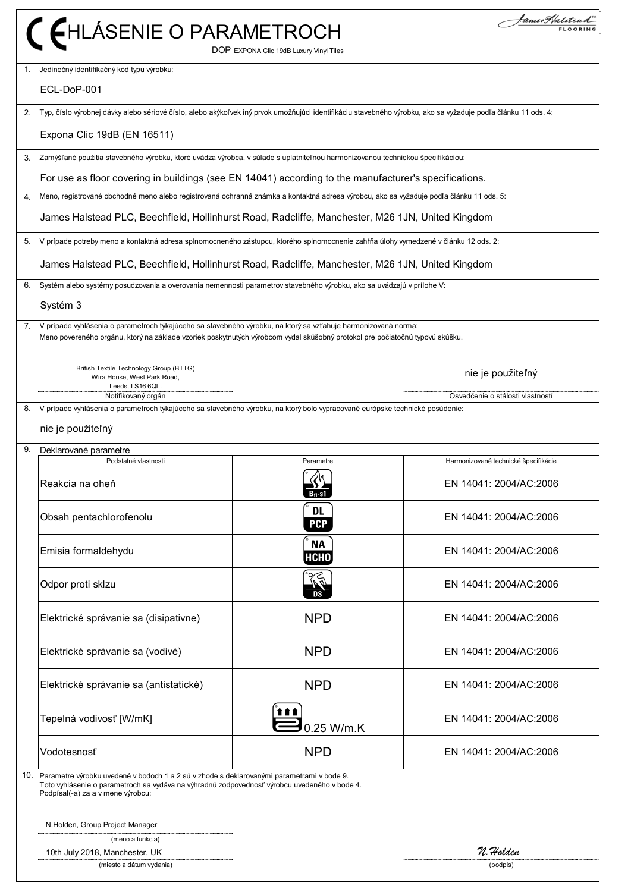# CE HLÁSENIE O PARAMETROCH

DOP EXPONA Clic 19dB Luxury Vinyl Tiles

James Halstead FLOORING

1. Jedinečný identifikačný kód typu výrobku:

   ECL-DoP-001

2. Typ, číslo výrobnej dávky alebo sériové číslo, alebo akýkoľvek iný prvok umožňujúci identifikáciu stavebného výrobku, ako sa vyžaduje podľa článku 11 ods. 4:

   Expona Clic 19dB (EN 16511)

3. Zamýšľané použitia stavebného výrobku, ktoré uvádza výrobca, v súlade s uplatniteľnou harmonizovanou technickou špecifikáciou:

   For use as floor covering in buildings (see EN 14041) according to the manufacturer's specifications.

4. Meno, registrované obchodné meno alebo registrovaná ochranná známka a kontaktná adresa výrobcu, ako sa vyžaduje podľa článku 11 ods. 5:

   James Halstead PLC, Beechfield, Hollinhurst Road, Radcliffe, Manchester, M26 1JN, United Kingdom

5. V prípade potreby meno a kontaktná adresa splnomocneného zástupcu, ktorého splnomocnenie zahŕňa úlohy vymedzené v článku 12 ods. 2:

   James Halstead PLC, Beechfield, Hollinhurst Road, Radcliffe, Manchester, M26 1JN, United Kingdom

6. Systém alebo systémy posudzovania a overovania nemennosti parametrov stavebného výrobku, ako sa uvádzajú v prílohe V:

   Systém 3

7. V prípade vyhlásenia o parametroch týkajúceho sa stavebného výrobku, na ktorý sa vzťahuje harmonizovaná norma:
   Meno povereného orgánu, ktorý na základe vzoriek poskytnutých výrobcom vydal skúšobný protokol pre počiatočnú typovú skúšku.

   British Textile Technology Group (BTTG)
   Wira House, West Park Road,
   Leeds, LS16 6QL.
   Notifikovaný orgán

   nie je použiteľný
   Osvedčenie o stálosti vlastností

8. V prípade vyhlásenia o parametroch týkajúceho sa stavebného výrobku, na ktorý bolo vypracované európske technické posúdenie:

   nie je použiteľný

9. Deklarované parametre

| Podstatné vlastnosti | Parametre | Harmonizované technické špecifikácie |
| --- | --- | --- |
| Reakcia na oheň | $B_{fl}$-s1 | EN 14041: 2004/AC:2006 |
| Obsah pentachlorofenolu | DL PCP | EN 14041: 2004/AC:2006 |
| Emisia formaldehydu | NA HCHO | EN 14041: 2004/AC:2006 |
| Odpor proti sklzu | DS | EN 14041: 2004/AC:2006 |
| Elektrické správanie sa (disipatívne) | NPD | EN 14041: 2004/AC:2006 |
| Elektrické správanie sa (vodivé) | NPD | EN 14041: 2004/AC:2006 |
| Elektrické správanie sa (antistatické) | NPD | EN 14041: 2004/AC:2006 |
| Tepelná vodivosť [W/mK] | 0.25 W/m.K | EN 14041: 2004/AC:2006 |
| Vodotesnosť | NPD | EN 14041: 2004/AC:2006 |

10. Parametre výrobku uvedené v bodoch 1 a 2 sú v zhode s deklarovanými parametrami v bode 9.
    Toto vyhlásenie o parametroch sa vydáva na výhradnú zodpovednosť výrobcu uvedeného v bode 4.
    Podpísal(-a) za a v mene výrobcu:

    N.Holden, Group Project Manager
    (meno a funkcia)

    10th July 2018, Manchester, UK
    (miesto a dátum vydania)

    N.Holden
    (podpis)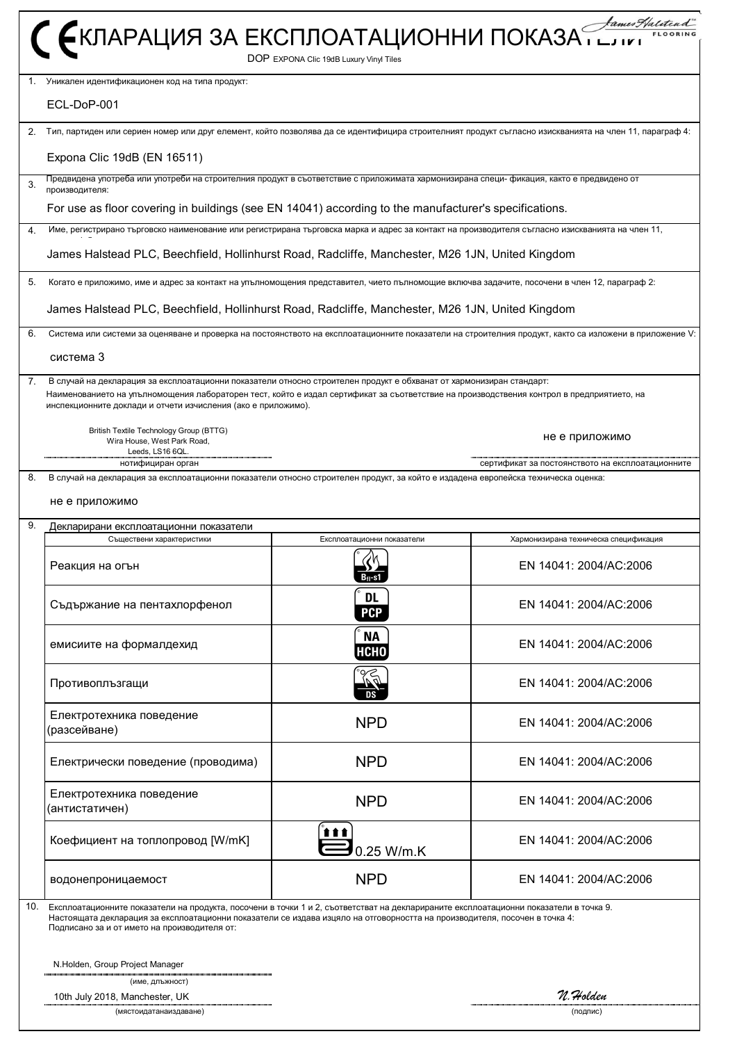# CE ДЕКЛАРАЦИЯ ЗА ЕКСПЛОАТАЦИОННИ ПОКАЗАТЕЛИ

DOP EXPONA Clic 19dB Luxury Vinyl Tiles

1. Уникален идентификационен код на типа продукт:

   ECL-DoP-001

2. Тип, партиден или сериен номер или друг елемент, който позволява да се идентифицира строителният продукт съгласно изискванията на член 11, параграф 4:

   Expona Clic 19dB (EN 16511)

3. Предвидена употреба или употреби на строителния продукт в съответствие с приложимата хармонизирана специ- фикация, както е предвидено от производителя:

   For use as floor covering in buildings (see EN 14041) according to the manufacturer's specifications.

4. Име, регистрирано търговско наименование или регистрирана търговска марка и адрес за контакт на производителя съгласно изискванията на член 11,

   James Halstead PLC, Beechfield, Hollinhurst Road, Radcliffe, Manchester, M26 1JN, United Kingdom

5. Когато е приложимо, име и адрес за контакт на упълномощения представител, чието пълномощие включва задачите, посочени в член 12, параграф 2:

   James Halstead PLC, Beechfield, Hollinhurst Road, Radcliffe, Manchester, M26 1JN, United Kingdom

6. Система или системи за оценяване и проверка на постоянството на експлоатационните показатели на строителния продукт, както са изложени в приложение V:

   система 3

7. В случай на декларация за експлоатационни показатели относно строителен продукт е обхванат от хармонизиран стандарт:
   Наименованието на упълномощения лабораторен тест, който е издал сертификат за съответствие на производствения контрол в предприятието, на инспекционните доклади и отчети изчисления (ако е приложимо).

   British Textile Technology Group (BTTG)
   Wira House, West Park Road,
   Leeds, LS16 6QL.
   нотифициран орган

   не е приложимо
   сертификат за постоянството на експлоатационните

8. В случай на декларация за експлоатационни показатели относно строителен продукт, за който е издадена европейска техническа оценка:

   не е приложимо

9. Декларирани експлоатационни показатели

| Съществени характеристики | Експлоатационни показатели | Хармонизирана техническа спецификация |
|---|---|---|
| Реакция на огън | $B_{fl}$-s1 | EN 14041: 2004/AC:2006 |
| Съдържание на пентахлорфенол | DL PCP | EN 14041: 2004/AC:2006 |
| емисиите на формалдехид | NA HCHO | EN 14041: 2004/AC:2006 |
| Противоплъзгащи | DS | EN 14041: 2004/AC:2006 |
| Електротехника поведение (разсейване) | NPD | EN 14041: 2004/AC:2006 |
| Електрически поведение (проводима) | NPD | EN 14041: 2004/AC:2006 |
| Електротехника поведение (антистатичен) | NPD | EN 14041: 2004/AC:2006 |
| Коефициент на топлопровод [W/mK] | 0.25 W/m.K | EN 14041: 2004/AC:2006 |
| водонепроницаемост | NPD | EN 14041: 2004/AC:2006 |

10. Експлоатационните показатели на продукта, посочени в точки 1 и 2, съответстват на декларираните експлоатационни показатели в точка 9.
    Настоящата декларация за експлоатационни показатели се издава изцяло на отговорността на производителя, посочен в точка 4:
    Подписано за и от името на производителя от:

    N.Holden, Group Project Manager
    (име, длъжност)

    10th July 2018, Manchester, UK
    (мястоидатанаиздаване)

    N.Holden
    (подпис)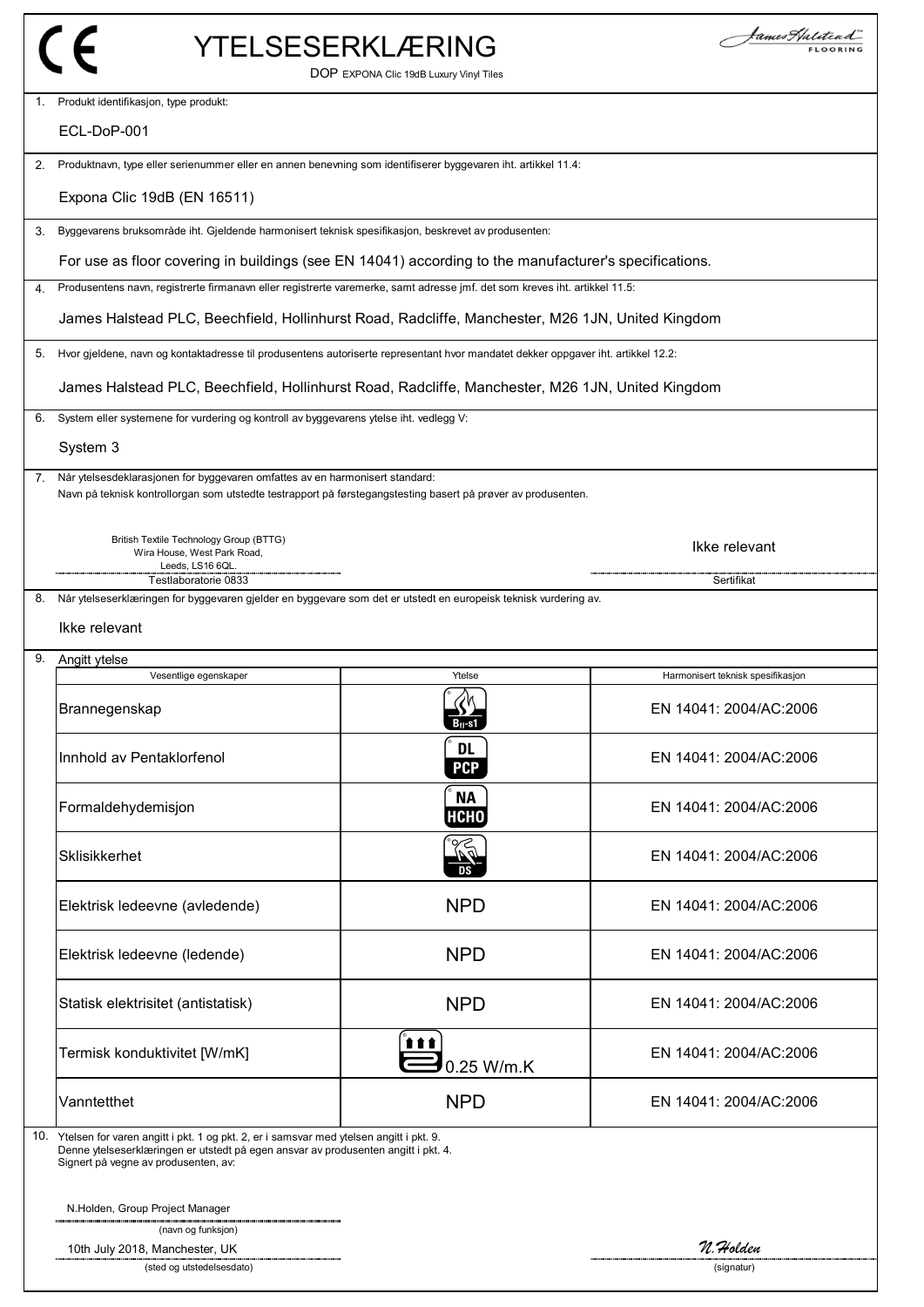# YTELSESERKLÆRING

DOP EXPONA Clic 19dB Luxury Vinyl Tiles

James Halstead FLOORING

1. Produkt identifikasjon, type produkt:

ECL-DoP-001

2. Produktnavn, type eller serienummer eller en annen benevning som identifiserer byggevaren iht. artikkel 11.4:

Expona Clic 19dB (EN 16511)

3. Byggevarens bruksområde iht. Gjeldende harmonisert teknisk spesifikasjon, beskrevet av produsenten:

For use as floor covering in buildings (see EN 14041) according to the manufacturer's specifications.

4. Produsentens navn, registrerte firmanavn eller registrerte varemerke, samt adresse jmf. det som kreves iht. artikkel 11.5:

James Halstead PLC, Beechfield, Hollinhurst Road, Radcliffe, Manchester, M26 1JN, United Kingdom

5. Hvor gjeldene, navn og kontaktadresse til produsentens autoriserte representant hvor mandatet dekker oppgaver iht. artikkel 12.2:

James Halstead PLC, Beechfield, Hollinhurst Road, Radcliffe, Manchester, M26 1JN, United Kingdom

6. System eller systemene for vurdering og kontroll av byggevarens ytelse iht. vedlegg V:

System 3

7. Når ytelsesdeklarasjonen for byggevaren omfattes av en harmonisert standard:
Navn på teknisk kontrollorgan som utstedte testrapport på førstegangstesting basert på prøver av produsenten.

British Textile Technology Group (BTTG)
Wira House, West Park Road,
Leeds, LS16 6QL.
Testlaboratorie 0833

Ikke relevant
Sertifikat

8. Når ytelseserklæringen for byggevaren gjelder en byggevare som det er utstedt en europeisk teknisk vurdering av.

Ikke relevant

9. Angitt ytelse

| Vesentlige egenskaper | Ytelse | Harmonisert teknisk spesifikasjon |
|---|---|---|
| Brannegenskap | $B_{fl}$-s1 | EN 14041: 2004/AC:2006 |
| Innhold av Pentaklorfenol | DL PCP | EN 14041: 2004/AC:2006 |
| Formaldehydemisjon | NA HCHO | EN 14041: 2004/AC:2006 |
| Sklisikkerhet | DS | EN 14041: 2004/AC:2006 |
| Elektrisk ledeevne (avledende) | NPD | EN 14041: 2004/AC:2006 |
| Elektrisk ledeevne (ledende) | NPD | EN 14041: 2004/AC:2006 |
| Statisk elektrisitet (antistatisk) | NPD | EN 14041: 2004/AC:2006 |
| Termisk konduktivitet [W/mK] | 0.25 W/m.K | EN 14041: 2004/AC:2006 |
| Vanntetthet | NPD | EN 14041: 2004/AC:2006 |

10. Ytelsen for varen angitt i pkt. 1 og pkt. 2, er i samsvar med ytelsen angitt i pkt. 9.
Denne ytelseserklæringen er utstedt på egen ansvar av produsenten angitt i pkt. 4.
Signert på vegne av produsenten, av:

N.Holden, Group Project Manager
(navn og funksjon)

10th July 2018, Manchester, UK
(sted og utstedelsesdato)

N.Holden
(signatur)